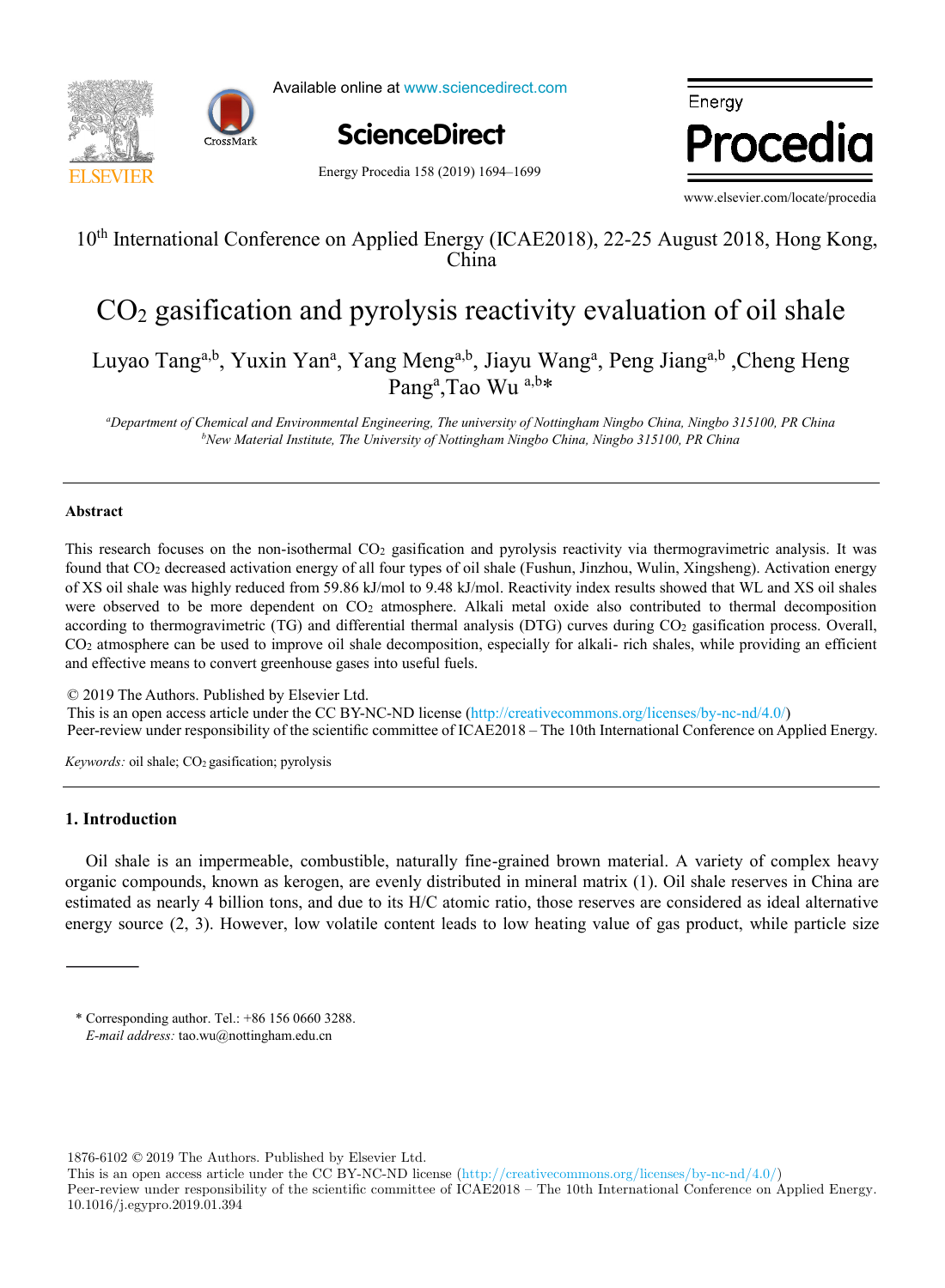10th International Conference on Applied Energy (ICAE2018), 22-25 August 2018, Hong Kong, China

# $CO_2$ gasification and pyrolysis reactivity evaluation of oil shale

Luyao Tang[a,b], Yuxin Yan[a], Yang Meng[a,b], Jiayu Wang[a], Peng Jiang[a,b], Cheng Heng Pang[a], Tao Wu [a,b]*

[a]*Department of Chemical and Environmental Engineering, The university of Nottingham Ningbo China, Ningbo 315100, PR China*
[b]*New Material Institute, The University of Nottingham Ningbo China, Ningbo 315100, PR China*

---

## Abstract

This research focuses on the non-isothermal $CO_2$ gasification and pyrolysis reactivity via thermogravimetric analysis. It was found that $CO_2$ decreased activation energy of all four types of oil shale (Fushun, Jinzhou, Wulin, Xingsheng). Activation energy of XS oil shale was highly reduced from 59.86 kJ/mol to 9.48 kJ/mol. Reactivity index results showed that WL and XS oil shales were observed to be more dependent on $CO_2$ atmosphere. Alkali metal oxide also contributed to thermal decomposition according to thermogravimetric (TG) and differential thermal analysis (DTG) curves during $CO_2$ gasification process. Overall, $CO_2$ atmosphere can be used to improve oil shale decomposition, especially for alkali- rich shales, while providing an efficient and effective means to convert greenhouse gases into useful fuels.

© 2019 The Authors. Published by Elsevier Ltd.
This is an open access article under the CC BY-NC-ND license (http://creativecommons.org/licenses/by-nc-nd/4.0/)
Peer-review under responsibility of the scientific committee of ICAE2018 – The 10th International Conference on Applied Energy.

*Keywords:* oil shale; $CO_2$ gasification; pyrolysis

---

## 1. Introduction

Oil shale is an impermeable, combustible, naturally fine-grained brown material. A variety of complex heavy organic compounds, known as kerogen, are evenly distributed in mineral matrix (1). Oil shale reserves in China are estimated as nearly 4 billion tons, and due to its H/C atomic ratio, those reserves are considered as ideal alternative energy source (2, 3). However, low volatile content leads to low heating value of gas product, while particle size

---

\* Corresponding author. Tel.: +86 156 0660 3288.
*E-mail address:* tao.wu@nottingham.edu.cn

1876-6102 © 2019 The Authors. Published by Elsevier Ltd.
This is an open access article under the CC BY-NC-ND license (http://creativecommons.org/licenses/by-nc-nd/4.0/)
Peer-review under responsibility of the scientific committee of ICAE2018 – The 10th International Conference on Applied Energy.
10.1016/j.egypro.2019.01.394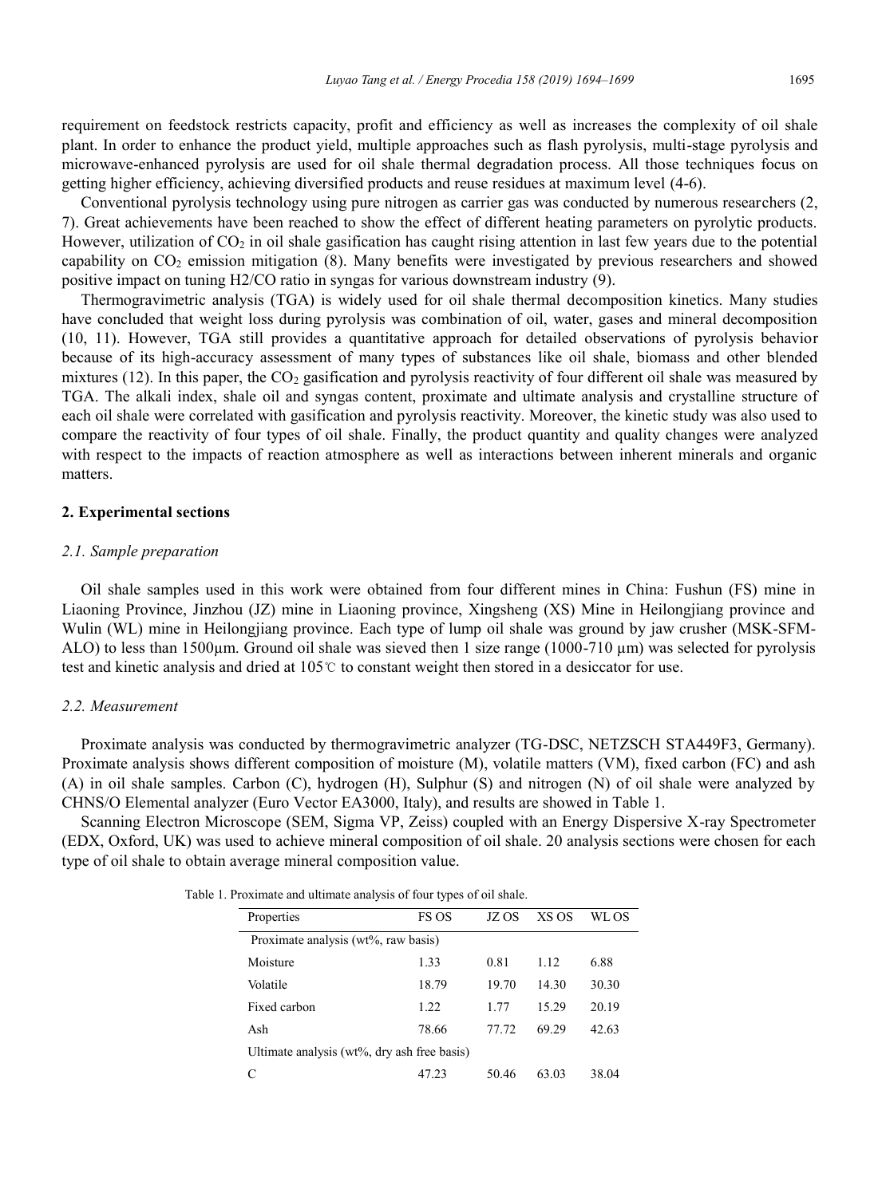requirement on feedstock restricts capacity, profit and efficiency as well as increases the complexity of oil shale plant. In order to enhance the product yield, multiple approaches such as flash pyrolysis, multi-stage pyrolysis and microwave-enhanced pyrolysis are used for oil shale thermal degradation process. All those techniques focus on getting higher efficiency, achieving diversified products and reuse residues at maximum level (4-6).

Conventional pyrolysis technology using pure nitrogen as carrier gas was conducted by numerous researchers (2, 7). Great achievements have been reached to show the effect of different heating parameters on pyrolytic products. However, utilization of $CO_2$ in oil shale gasification has caught rising attention in last few years due to the potential capability on $CO_2$ emission mitigation (8). Many benefits were investigated by previous researchers and showed positive impact on tuning H2/CO ratio in syngas for various downstream industry (9).

Thermogravimetric analysis (TGA) is widely used for oil shale thermal decomposition kinetics. Many studies have concluded that weight loss during pyrolysis was combination of oil, water, gases and mineral decomposition (10, 11). However, TGA still provides a quantitative approach for detailed observations of pyrolysis behavior because of its high-accuracy assessment of many types of substances like oil shale, biomass and other blended mixtures (12). In this paper, the $CO_2$ gasification and pyrolysis reactivity of four different oil shale was measured by TGA. The alkali index, shale oil and syngas content, proximate and ultimate analysis and crystalline structure of each oil shale were correlated with gasification and pyrolysis reactivity. Moreover, the kinetic study was also used to compare the reactivity of four types of oil shale. Finally, the product quantity and quality changes were analyzed with respect to the impacts of reaction atmosphere as well as interactions between inherent minerals and organic matters.

## 2. Experimental sections

### *2.1. Sample preparation*

Oil shale samples used in this work were obtained from four different mines in China: Fushun (FS) mine in Liaoning Province, Jinzhou (JZ) mine in Liaoning province, Xingsheng (XS) Mine in Heilongjiang province and Wulin (WL) mine in Heilongjiang province. Each type of lump oil shale was ground by jaw crusher (MSK-SFM-ALO) to less than 1500μm. Ground oil shale was sieved then 1 size range (1000-710 μm) was selected for pyrolysis test and kinetic analysis and dried at 105℃ to constant weight then stored in a desiccator for use.

### *2.2. Measurement*

Proximate analysis was conducted by thermogravimetric analyzer (TG-DSC, NETZSCH STA449F3, Germany). Proximate analysis shows different composition of moisture (M), volatile matters (VM), fixed carbon (FC) and ash (A) in oil shale samples. Carbon (C), hydrogen (H), Sulphur (S) and nitrogen (N) of oil shale were analyzed by CHNS/O Elemental analyzer (Euro Vector EA3000, Italy), and results are showed in Table 1.

Scanning Electron Microscope (SEM, Sigma VP, Zeiss) coupled with an Energy Dispersive X-ray Spectrometer (EDX, Oxford, UK) was used to achieve mineral composition of oil shale. 20 analysis sections were chosen for each type of oil shale to obtain average mineral composition value.

Table 1. Proximate and ultimate analysis of four types of oil shale.

| Properties | FS OS | JZ OS | XS OS | WL OS |
|---|---|---|---|---|
| Proximate analysis (wt%, raw basis) | | | | |
| Moisture | 1.33 | 0.81 | 1.12 | 6.88 |
| Volatile | 18.79 | 19.70 | 14.30 | 30.30 |
| Fixed carbon | 1.22 | 1.77 | 15.29 | 20.19 |
| Ash | 78.66 | 77.72 | 69.29 | 42.63 |
| Ultimate analysis (wt%, dry ash free basis) | | | | |
| C | 47.23 | 50.46 | 63.03 | 38.04 |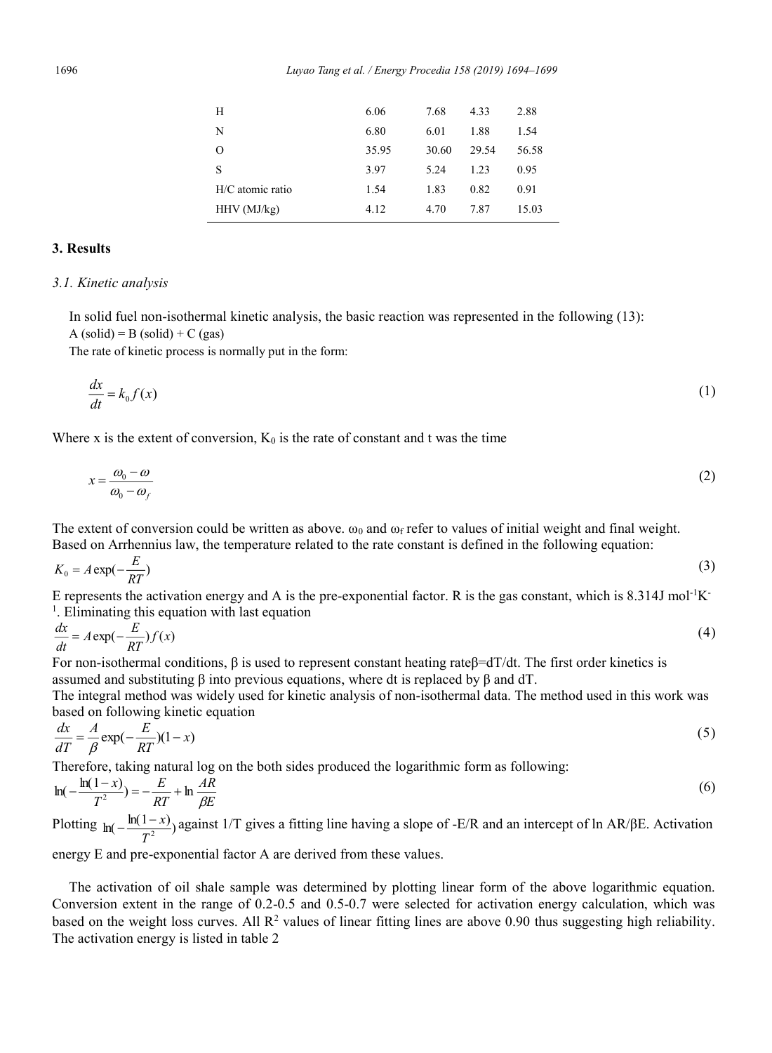| H | 6.06 | 7.68 | 4.33 | 2.88 |
|---|---|---|---|---|
| N | 6.80 | 6.01 | 1.88 | 1.54 |
| O | 35.95 | 30.60 | 29.54 | 56.58 |
| S | 3.97 | 5.24 | 1.23 | 0.95 |
| H/C atomic ratio | 1.54 | 1.83 | 0.82 | 0.91 |
| HHV (MJ/kg) | 4.12 | 4.70 | 7.87 | 15.03 |

## 3. Results

### 3.1. Kinetic analysis

In solid fuel non-isothermal kinetic analysis, the basic reaction was represented in the following (13):

A (solid) = B (solid) + C (gas)

The rate of kinetic process is normally put in the form:

$$\frac{dx}{dt} = k_0 f(x) \tag{1}$$

Where x is the extent of conversion, $K_0$ is the rate of constant and t was the time

$$x = \frac{\omega_0 - \omega}{\omega_0 - \omega_f} \tag{2}$$

The extent of conversion could be written as above. $\omega_0$ and $\omega_f$ refer to values of initial weight and final weight. Based on Arrhennius law, the temperature related to the rate constant is defined in the following equation:

$$K_0 = A\exp(-\frac{E}{RT}) \tag{3}$$

E represents the activation energy and A is the pre-exponential factor. R is the gas constant, which is 8.314J $mol^{-1}K^{-1}$. Eliminating this equation with last equation

$$\frac{dx}{dt} = A\exp(-\frac{E}{RT})f(x) \tag{4}$$

For non-isothermal conditions, $\beta$ is used to represent constant heating rate$\beta$=dT/dt. The first order kinetics is assumed and substituting $\beta$ into previous equations, where dt is replaced by $\beta$ and dT.

The integral method was widely used for kinetic analysis of non-isothermal data. The method used in this work was based on following kinetic equation

$$\frac{dx}{dT} = \frac{A}{\beta}\exp(-\frac{E}{RT})(1-x) \tag{5}$$

Therefore, taking natural log on the both sides produced the logarithmic form as following:

$$\ln(-\frac{\ln(1-x)}{T^2}) = -\frac{E}{RT} + \ln\frac{AR}{\beta E} \tag{6}$$

Plotting $\ln(-\frac{\ln(1-x)}{T^2})$ against 1/T gives a fitting line having a slope of -E/R and an intercept of ln AR/βE. Activation energy E and pre-exponential factor A are derived from these values.

The activation of oil shale sample was determined by plotting linear form of the above logarithmic equation. Conversion extent in the range of 0.2-0.5 and 0.5-0.7 were selected for activation energy calculation, which was based on the weight loss curves. All $R^2$ values of linear fitting lines are above 0.90 thus suggesting high reliability. The activation energy is listed in table 2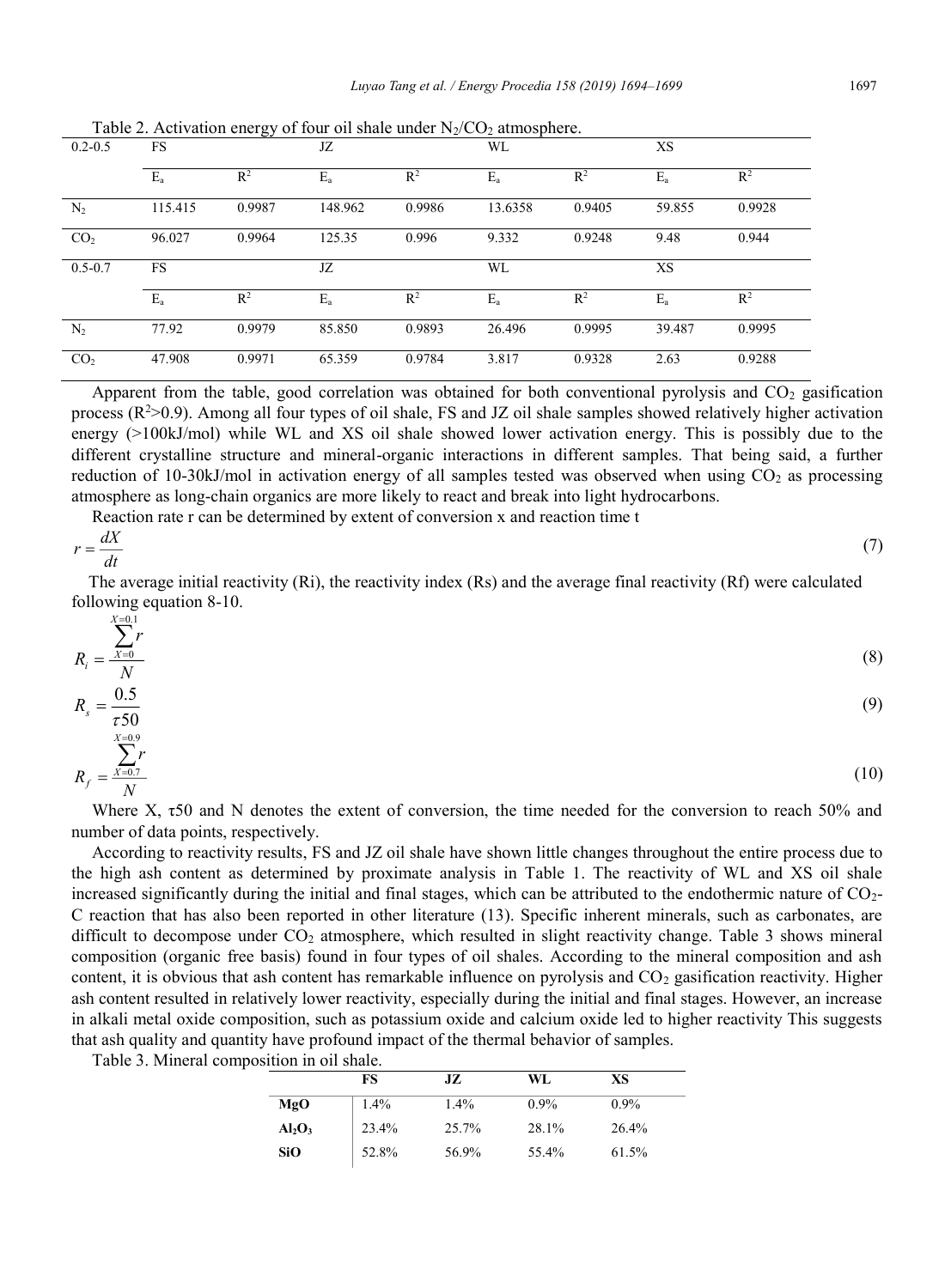Table 2. Activation energy of four oil shale under $N_2/CO_2$ atmosphere.

| 0.2-0.5 | FS | | JZ | | WL | | XS | |
|---|---|---|---|---|---|---|---|---|
| | $E_a$ | $R^2$ | $E_a$ | $R^2$ | $E_a$ | $R^2$ | $E_a$ | $R^2$ |
| $N_2$ | 115.415 | 0.9987 | 148.962 | 0.9986 | 13.6358 | 0.9405 | 59.855 | 0.9928 |
| $CO_2$ | 96.027 | 0.9964 | 125.35 | 0.996 | 9.332 | 0.9248 | 9.48 | 0.944 |
| 0.5-0.7 | FS | | JZ | | WL | | XS | |
| | $E_a$ | $R^2$ | $E_a$ | $R^2$ | $E_a$ | $R^2$ | $E_a$ | $R^2$ |
| $N_2$ | 77.92 | 0.9979 | 85.850 | 0.9893 | 26.496 | 0.9995 | 39.487 | 0.9995 |
| $CO_2$ | 47.908 | 0.9971 | 65.359 | 0.9784 | 3.817 | 0.9328 | 2.63 | 0.9288 |

Apparent from the table, good correlation was obtained for both conventional pyrolysis and $CO_2$ gasification process ($R^2$>0.9). Among all four types of oil shale, FS and JZ oil shale samples showed relatively higher activation energy (>100kJ/mol) while WL and XS oil shale showed lower activation energy. This is possibly due to the different crystalline structure and mineral-organic interactions in different samples. That being said, a further reduction of 10-30kJ/mol in activation energy of all samples tested was observed when using $CO_2$ as processing atmosphere as long-chain organics are more likely to react and break into light hydrocarbons.

Reaction rate r can be determined by extent of conversion x and reaction time t

$$r = \frac{dX}{dt} \tag{7}$$

The average initial reactivity (Ri), the reactivity index (Rs) and the average final reactivity (Rf) were calculated following equation 8-10.

$$R_i = \frac{\sum_{X=0}^{X=0.1} r}{N} \tag{8}$$

$$R_s = \frac{0.5}{\tau 50} \tag{9}$$

$$R_f = \frac{\sum_{X=0.7}^{X=0.9} r}{N} \tag{10}$$

Where X, τ50 and N denotes the extent of conversion, the time needed for the conversion to reach 50% and number of data points, respectively.

According to reactivity results, FS and JZ oil shale have shown little changes throughout the entire process due to the high ash content as determined by proximate analysis in Table 1. The reactivity of WL and XS oil shale increased significantly during the initial and final stages, which can be attributed to the endothermic nature of $CO_2$-C reaction that has also been reported in other literature (13). Specific inherent minerals, such as carbonates, are difficult to decompose under $CO_2$ atmosphere, which resulted in slight reactivity change. Table 3 shows mineral composition (organic free basis) found in four types of oil shales. According to the mineral composition and ash content, it is obvious that ash content has remarkable influence on pyrolysis and $CO_2$ gasification reactivity. Higher ash content resulted in relatively lower reactivity, especially during the initial and final stages. However, an increase in alkali metal oxide composition, such as potassium oxide and calcium oxide led to higher reactivity This suggests that ash quality and quantity have profound impact of the thermal behavior of samples.

Table 3. Mineral composition in oil shale.

| | FS | JZ | WL | XS |
|---|---|---|---|---|
| **MgO** | 1.4% | 1.4% | 0.9% | 0.9% |
| **$Al_2O_3$** | 23.4% | 25.7% | 28.1% | 26.4% |
| **SiO** | 52.8% | 56.9% | 55.4% | 61.5% |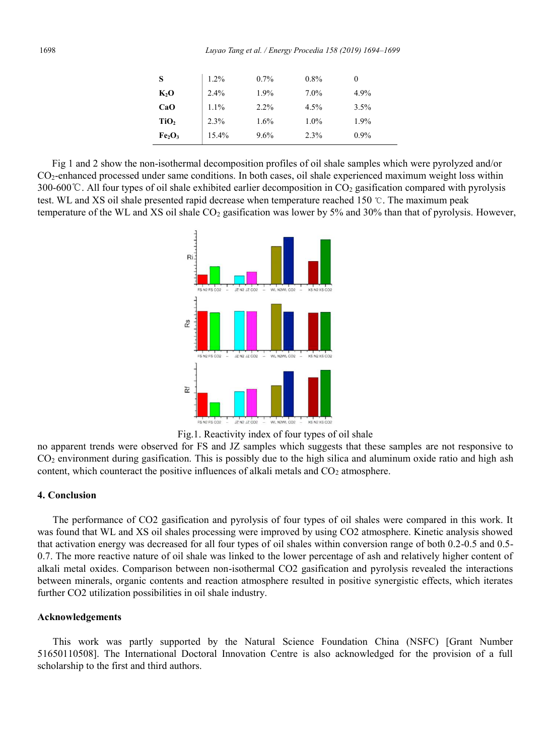| S | 1.2% | 0.7% | 0.8% | 0 |
|---|---|---|---|---|
| $K_2O$ | 2.4% | 1.9% | 7.0% | 4.9% |
| CaO | 1.1% | 2.2% | 4.5% | 3.5% |
| $TiO_2$ | 2.3% | 1.6% | 1.0% | 1.9% |
| $Fe_2O_3$ | 15.4% | 9.6% | 2.3% | 0.9% |

Fig 1 and 2 show the non-isothermal decomposition profiles of oil shale samples which were pyrolyzed and/or $CO_2$-enhanced processed under same conditions. In both cases, oil shale experienced maximum weight loss within 300-600℃. All four types of oil shale exhibited earlier decomposition in $CO_2$ gasification compared with pyrolysis test. WL and XS oil shale presented rapid decrease when temperature reached 150 ℃. The maximum peak temperature of the WL and XS oil shale $CO_2$ gasification was lower by 5% and 30% than that of pyrolysis. However, no apparent trends were observed for FS and JZ samples which suggests that these samples are not responsive to $CO_2$ environment during gasification. This is possibly due to the high silica and aluminum oxide ratio and high ash content, which counteract the positive influences of alkali metals and $CO_2$ atmosphere.

Fig.1. Reactivity index of four types of oil shale

## 4. Conclusion

The performance of CO2 gasification and pyrolysis of four types of oil shales were compared in this work. It was found that WL and XS oil shales processing were improved by using CO2 atmosphere. Kinetic analysis showed that activation energy was decreased for all four types of oil shales within conversion range of both 0.2-0.5 and 0.5-0.7. The more reactive nature of oil shale was linked to the lower percentage of ash and relatively higher content of alkali metal oxides. Comparison between non-isothermal CO2 gasification and pyrolysis revealed the interactions between minerals, organic contents and reaction atmosphere resulted in positive synergistic effects, which iterates further CO2 utilization possibilities in oil shale industry.

## Acknowledgements

This work was partly supported by the Natural Science Foundation China (NSFC) [Grant Number 51650110508]. The International Doctoral Innovation Centre is also acknowledged for the provision of a full scholarship to the first and third authors.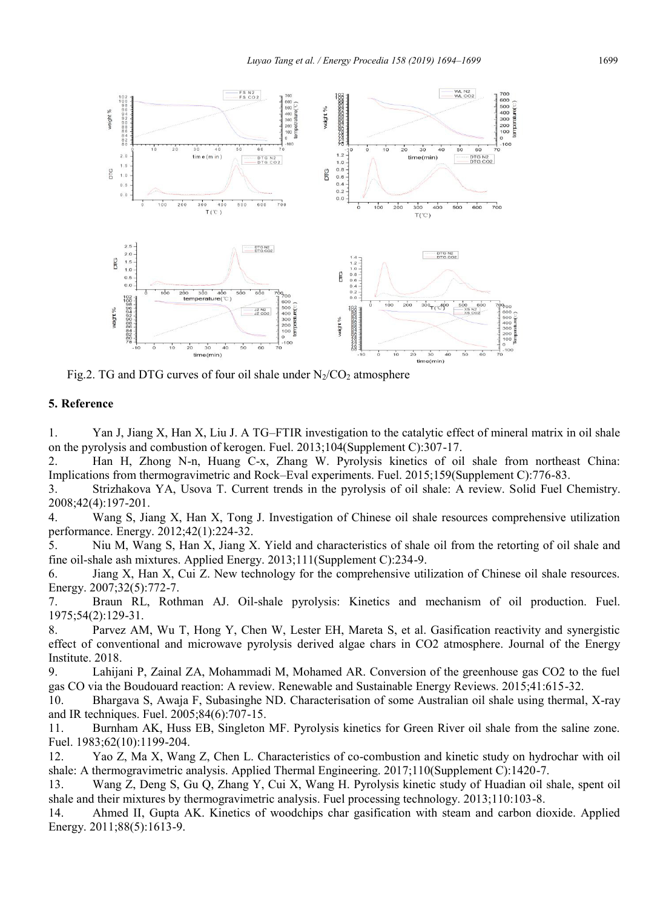FS N2
FS CO2

weight %

102 100 98 96 94 92 90 88 86 84 82 80

temperature(℃)

700 600 500 400 300 200 100 0 -100

time (min)

0 10 20 30 40 50 60 70

DTG N2
DTG CO2

DTG

2.0 1.5 1.0 0.5 0.0

T(℃)

0 100 200 300 400 500 600 700

WL N2
WL CO2

weight %

temperature(℃)

700 600 500 400 300 200 100 0 -100

time(min)

-10 0 10 20 30 40 50 60 70

DTG N2
DTG CO2

DTG

1.2 1.0 0.8 0.6 0.4 0.2 0.0

T(℃)

0 100 200 300 400 500 600 700

DTG N2
DTG CO2

DTG

2.5 2.0 1.5 1.0 0.5 0.0

temperature(℃)

0 100 200 300 400 500 600 700

JZ N2
JZ CO2

weight %

102 100 98 96 94 92 90 88 86 84 82 80 78

700 600 500 400 300 200 100 0 -100

time(min)

-10 0 10 20 30 40 50 60 70

DTG N2
DTG CO2

DTG

1.4 1.2 1.0 0.8 0.6 0.4 0.2 0.0

T(℃)

0 100 200 300 400 500 600 700

XS N2
XS CO2

weight %

700 600 500 400 300 200 100 0 -100

time(min)

-10 0 10 20 30 40 50 60 70

Fig.2. TG and DTG curves of four oil shale under $N_2$/$CO_2$ atmosphere

## 5. Reference

1. Yan J, Jiang X, Han X, Liu J. A TG–FTIR investigation to the catalytic effect of mineral matrix in oil shale on the pyrolysis and combustion of kerogen. Fuel. 2013;104(Supplement C):307-17.
2. Han H, Zhong N-n, Huang C-x, Zhang W. Pyrolysis kinetics of oil shale from northeast China: Implications from thermogravimetric and Rock–Eval experiments. Fuel. 2015;159(Supplement C):776-83.
3. Strizhakova YA, Usova T. Current trends in the pyrolysis of oil shale: A review. Solid Fuel Chemistry. 2008;42(4):197-201.
4. Wang S, Jiang X, Han X, Tong J. Investigation of Chinese oil shale resources comprehensive utilization performance. Energy. 2012;42(1):224-32.
5. Niu M, Wang S, Han X, Jiang X. Yield and characteristics of shale oil from the retorting of oil shale and fine oil-shale ash mixtures. Applied Energy. 2013;111(Supplement C):234-9.
6. Jiang X, Han X, Cui Z. New technology for the comprehensive utilization of Chinese oil shale resources. Energy. 2007;32(5):772-7.
7. Braun RL, Rothman AJ. Oil-shale pyrolysis: Kinetics and mechanism of oil production. Fuel. 1975;54(2):129-31.
8. Parvez AM, Wu T, Hong Y, Chen W, Lester EH, Mareta S, et al. Gasification reactivity and synergistic effect of conventional and microwave pyrolysis derived algae chars in CO2 atmosphere. Journal of the Energy Institute. 2018.
9. Lahijani P, Zainal ZA, Mohammadi M, Mohamed AR. Conversion of the greenhouse gas CO2 to the fuel gas CO via the Boudouard reaction: A review. Renewable and Sustainable Energy Reviews. 2015;41:615-32.
10. Bhargava S, Awaja F, Subasinghe ND. Characterisation of some Australian oil shale using thermal, X-ray and IR techniques. Fuel. 2005;84(6):707-15.
11. Burnham AK, Huss EB, Singleton MF. Pyrolysis kinetics for Green River oil shale from the saline zone. Fuel. 1983;62(10):1199-204.
12. Yao Z, Ma X, Wang Z, Chen L. Characteristics of co-combustion and kinetic study on hydrochar with oil shale: A thermogravimetric analysis. Applied Thermal Engineering. 2017;110(Supplement C):1420-7.
13. Wang Z, Deng S, Gu Q, Zhang Y, Cui X, Wang H. Pyrolysis kinetic study of Huadian oil shale, spent oil shale and their mixtures by thermogravimetric analysis. Fuel processing technology. 2013;110:103-8.
14. Ahmed II, Gupta AK. Kinetics of woodchips char gasification with steam and carbon dioxide. Applied Energy. 2011;88(5):1613-9.